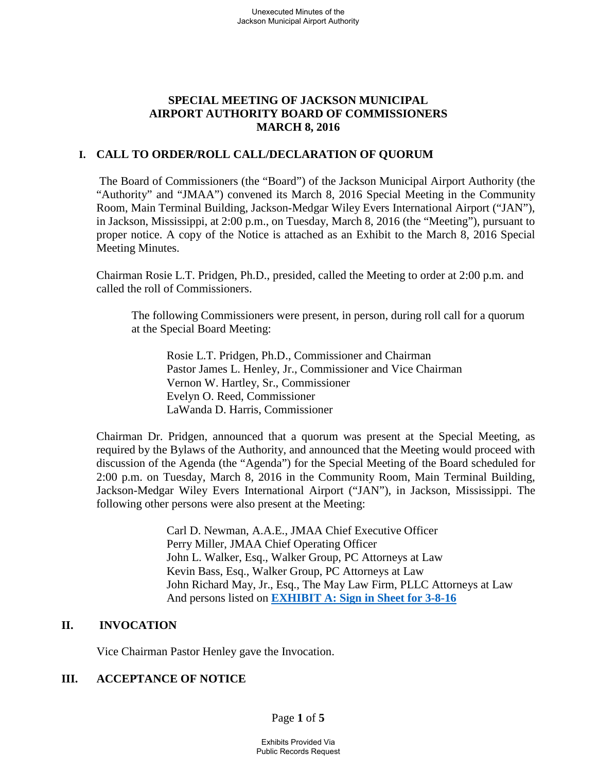# SPECIAL MEETING OF JACKSON MUNICIPAL AIRPORT AUTHORITY BOARD OF COMMISSIONERS MARCH 8, 2016

## I. CALL TO ORDER/ROLL CALL/DECLARATION OF QUORUM

The Board of Commissioners (the "Board") of the Jackson Municipal Airport Authority (the "Authority" and "JMAA") convened its March 8, 2016 Special Meeting in the Community Room, Main Terminal Building, Jackson-Medgar Wiley Evers International Airport ("JAN"), in Jackson, Mississippi, at 2:00 p.m., on Tuesday, March 8, 2016 (the "Meeting"), pursuant to proper notice. A copy of the Notice is attached as an Exhibit to the March 8, 2016 Special Meeting Minutes.

Chairman Rosie L.T. Pridgen, Ph.D., presided, called the Meeting to order at 2:00 p.m. and called the roll of Commissioners.

The following Commissioners were present, in person, during roll call for a quorum at the Special Board Meeting:

Rosie L.T. Pridgen, Ph.D., Commissioner and Chairman
Pastor James L. Henley, Jr., Commissioner and Vice Chairman
Vernon W. Hartley, Sr., Commissioner
Evelyn O. Reed, Commissioner
LaWanda D. Harris, Commissioner

Chairman Dr. Pridgen, announced that a quorum was present at the Special Meeting, as required by the Bylaws of the Authority, and announced that the Meeting would proceed with discussion of the Agenda (the "Agenda") for the Special Meeting of the Board scheduled for 2:00 p.m. on Tuesday, March 8, 2016 in the Community Room, Main Terminal Building, Jackson-Medgar Wiley Evers International Airport ("JAN"), in Jackson, Mississippi. The following other persons were also present at the Meeting:

Carl D. Newman, A.A.E., JMAA Chief Executive Officer
Perry Miller, JMAA Chief Operating Officer
John L. Walker, Esq., Walker Group, PC Attorneys at Law
Kevin Bass, Esq., Walker Group, PC Attorneys at Law
John Richard May, Jr., Esq., The May Law Firm, PLLC Attorneys at Law
And persons listed on **EXHIBIT A: Sign in Sheet for 3-8-16**

## II. INVOCATION

Vice Chairman Pastor Henley gave the Invocation.

## III. ACCEPTANCE OF NOTICE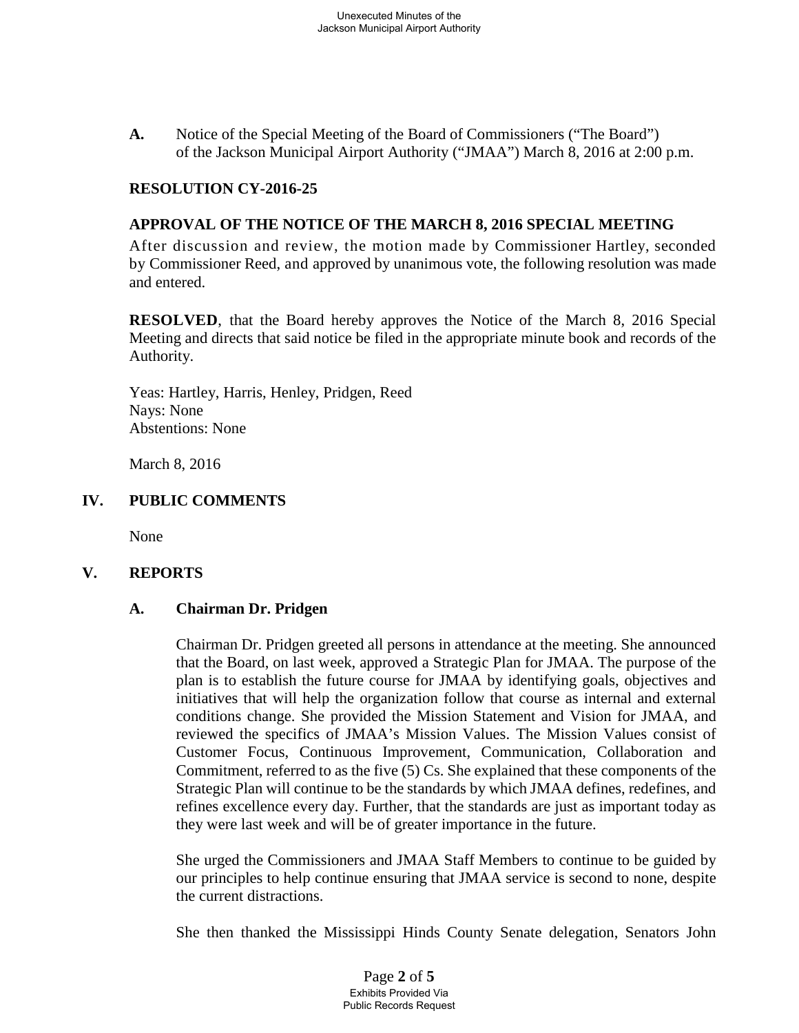**A.** Notice of the Special Meeting of the Board of Commissioners ("The Board") of the Jackson Municipal Airport Authority ("JMAA") March 8, 2016 at 2:00 p.m.

**RESOLUTION CY-2016-25**

**APPROVAL OF THE NOTICE OF THE MARCH 8, 2016 SPECIAL MEETING**

After discussion and review, the motion made by Commissioner Hartley, seconded by Commissioner Reed, and approved by unanimous vote, the following resolution was made and entered.

**RESOLVED**, that the Board hereby approves the Notice of the March 8, 2016 Special Meeting and directs that said notice be filed in the appropriate minute book and records of the Authority.

Yeas: Hartley, Harris, Henley, Pridgen, Reed
Nays: None
Abstentions: None

March 8, 2016

## IV. PUBLIC COMMENTS

None

## V. REPORTS

### A. Chairman Dr. Pridgen

Chairman Dr. Pridgen greeted all persons in attendance at the meeting. She announced that the Board, on last week, approved a Strategic Plan for JMAA. The purpose of the plan is to establish the future course for JMAA by identifying goals, objectives and initiatives that will help the organization follow that course as internal and external conditions change. She provided the Mission Statement and Vision for JMAA, and reviewed the specifics of JMAA's Mission Values. The Mission Values consist of Customer Focus, Continuous Improvement, Communication, Collaboration and Commitment, referred to as the five (5) Cs. She explained that these components of the Strategic Plan will continue to be the standards by which JMAA defines, redefines, and refines excellence every day. Further, that the standards are just as important today as they were last week and will be of greater importance in the future.

She urged the Commissioners and JMAA Staff Members to continue to be guided by our principles to help continue ensuring that JMAA service is second to none, despite the current distractions.

She then thanked the Mississippi Hinds County Senate delegation, Senators John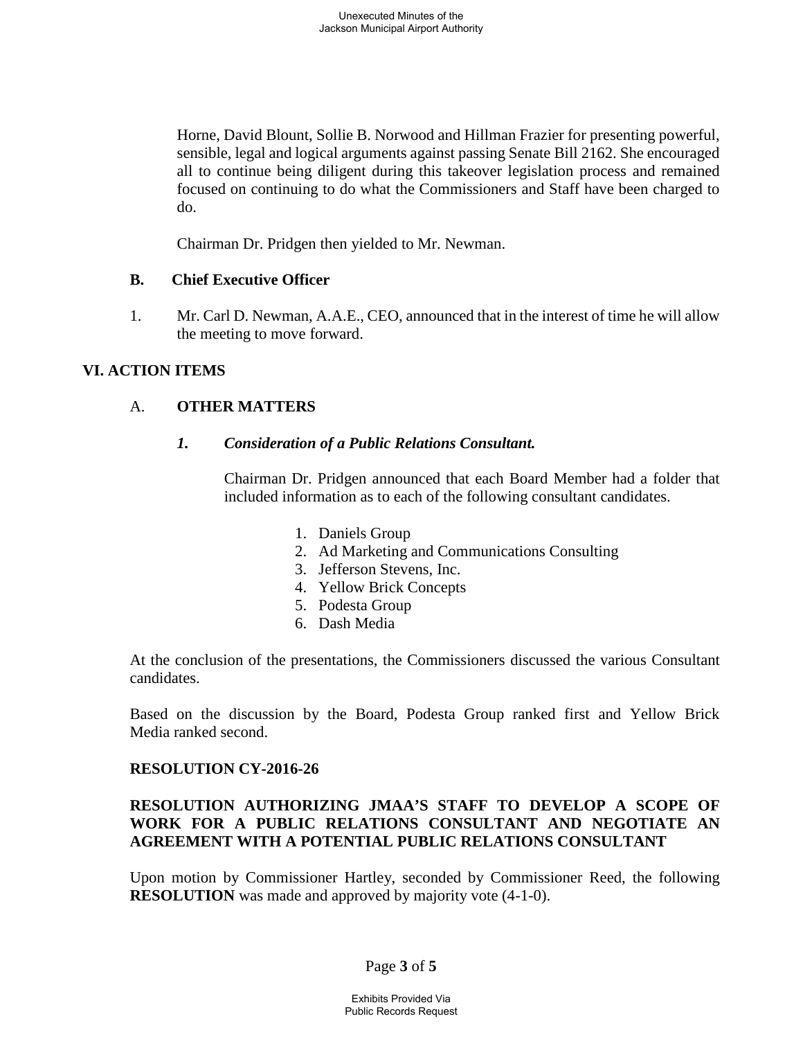Horne, David Blount, Sollie B. Norwood and Hillman Frazier for presenting powerful, sensible, legal and logical arguments against passing Senate Bill 2162. She encouraged all to continue being diligent during this takeover legislation process and remained focused on continuing to do what the Commissioners and Staff have been charged to do.

Chairman Dr. Pridgen then yielded to Mr. Newman.

### B. Chief Executive Officer

1. Mr. Carl D. Newman, A.A.E., CEO, announced that in the interest of time he will allow the meeting to move forward.

## VI. ACTION ITEMS

### A. OTHER MATTERS

#### *1. Consideration of a Public Relations Consultant.*

Chairman Dr. Pridgen announced that each Board Member had a folder that included information as to each of the following consultant candidates.

1. Daniels Group
2. Ad Marketing and Communications Consulting
3. Jefferson Stevens, Inc.
4. Yellow Brick Concepts
5. Podesta Group
6. Dash Media

At the conclusion of the presentations, the Commissioners discussed the various Consultant candidates.

Based on the discussion by the Board, Podesta Group ranked first and Yellow Brick Media ranked second.

**RESOLUTION CY-2016-26**

**RESOLUTION AUTHORIZING JMAA'S STAFF TO DEVELOP A SCOPE OF WORK FOR A PUBLIC RELATIONS CONSULTANT AND NEGOTIATE AN AGREEMENT WITH A POTENTIAL PUBLIC RELATIONS CONSULTANT**

Upon motion by Commissioner Hartley, seconded by Commissioner Reed, the following **RESOLUTION** was made and approved by majority vote (4-1-0).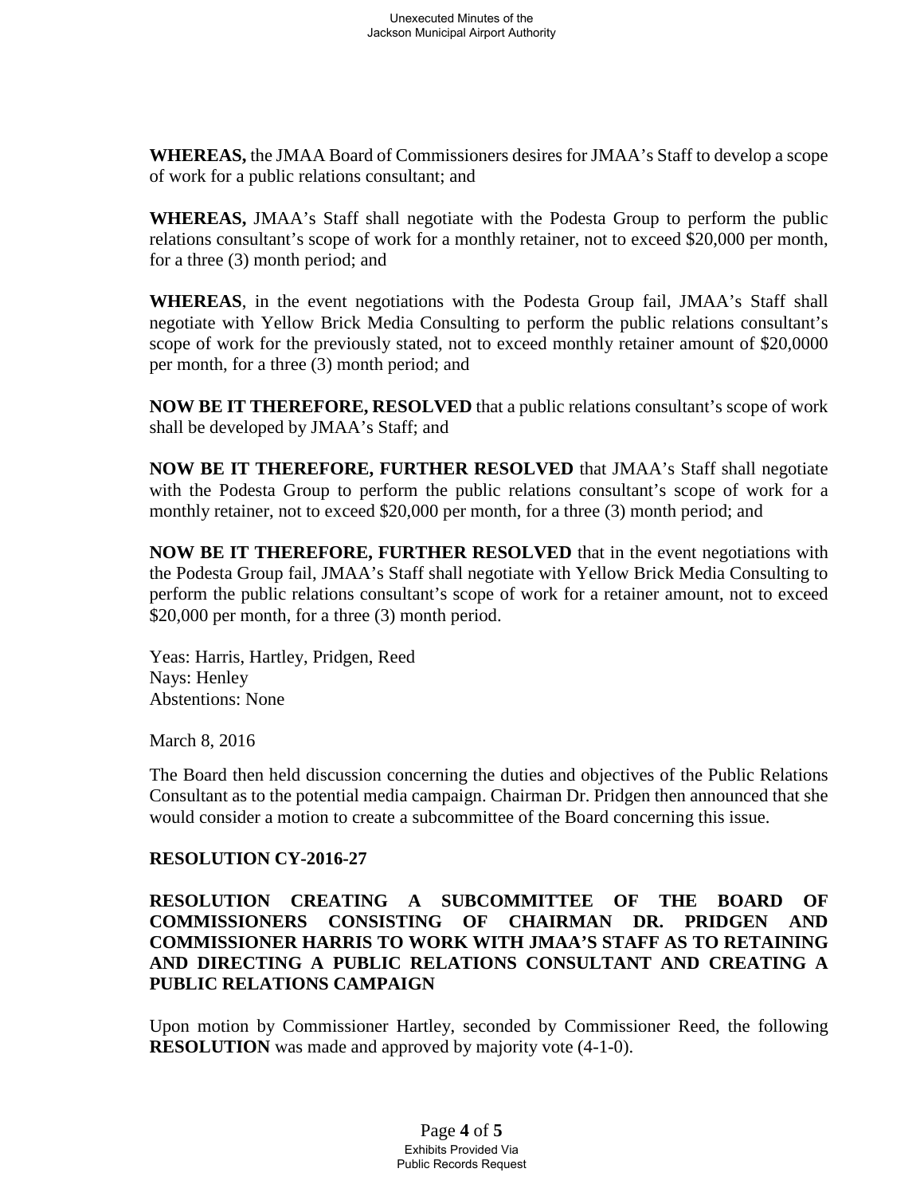**WHEREAS,** the JMAA Board of Commissioners desires for JMAA's Staff to develop a scope of work for a public relations consultant; and

**WHEREAS,** JMAA's Staff shall negotiate with the Podesta Group to perform the public relations consultant's scope of work for a monthly retainer, not to exceed $20,000 per month, for a three (3) month period; and

**WHEREAS**, in the event negotiations with the Podesta Group fail, JMAA's Staff shall negotiate with Yellow Brick Media Consulting to perform the public relations consultant's scope of work for the previously stated, not to exceed monthly retainer amount of $20,0000 per month, for a three (3) month period; and

**NOW BE IT THEREFORE, RESOLVED** that a public relations consultant's scope of work shall be developed by JMAA's Staff; and

**NOW BE IT THEREFORE, FURTHER RESOLVED** that JMAA's Staff shall negotiate with the Podesta Group to perform the public relations consultant's scope of work for a monthly retainer, not to exceed $20,000 per month, for a three (3) month period; and

**NOW BE IT THEREFORE, FURTHER RESOLVED** that in the event negotiations with the Podesta Group fail, JMAA's Staff shall negotiate with Yellow Brick Media Consulting to perform the public relations consultant's scope of work for a retainer amount, not to exceed $20,000 per month, for a three (3) month period.

Yeas: Harris, Hartley, Pridgen, Reed
Nays: Henley
Abstentions: None

March 8, 2016

The Board then held discussion concerning the duties and objectives of the Public Relations Consultant as to the potential media campaign. Chairman Dr. Pridgen then announced that she would consider a motion to create a subcommittee of the Board concerning this issue.

**RESOLUTION CY-2016-27**

**RESOLUTION CREATING A SUBCOMMITTEE OF THE BOARD OF COMMISSIONERS CONSISTING OF CHAIRMAN DR. PRIDGEN AND COMMISSIONER HARRIS TO WORK WITH JMAA'S STAFF AS TO RETAINING AND DIRECTING A PUBLIC RELATIONS CONSULTANT AND CREATING A PUBLIC RELATIONS CAMPAIGN**

Upon motion by Commissioner Hartley, seconded by Commissioner Reed, the following **RESOLUTION** was made and approved by majority vote (4-1-0).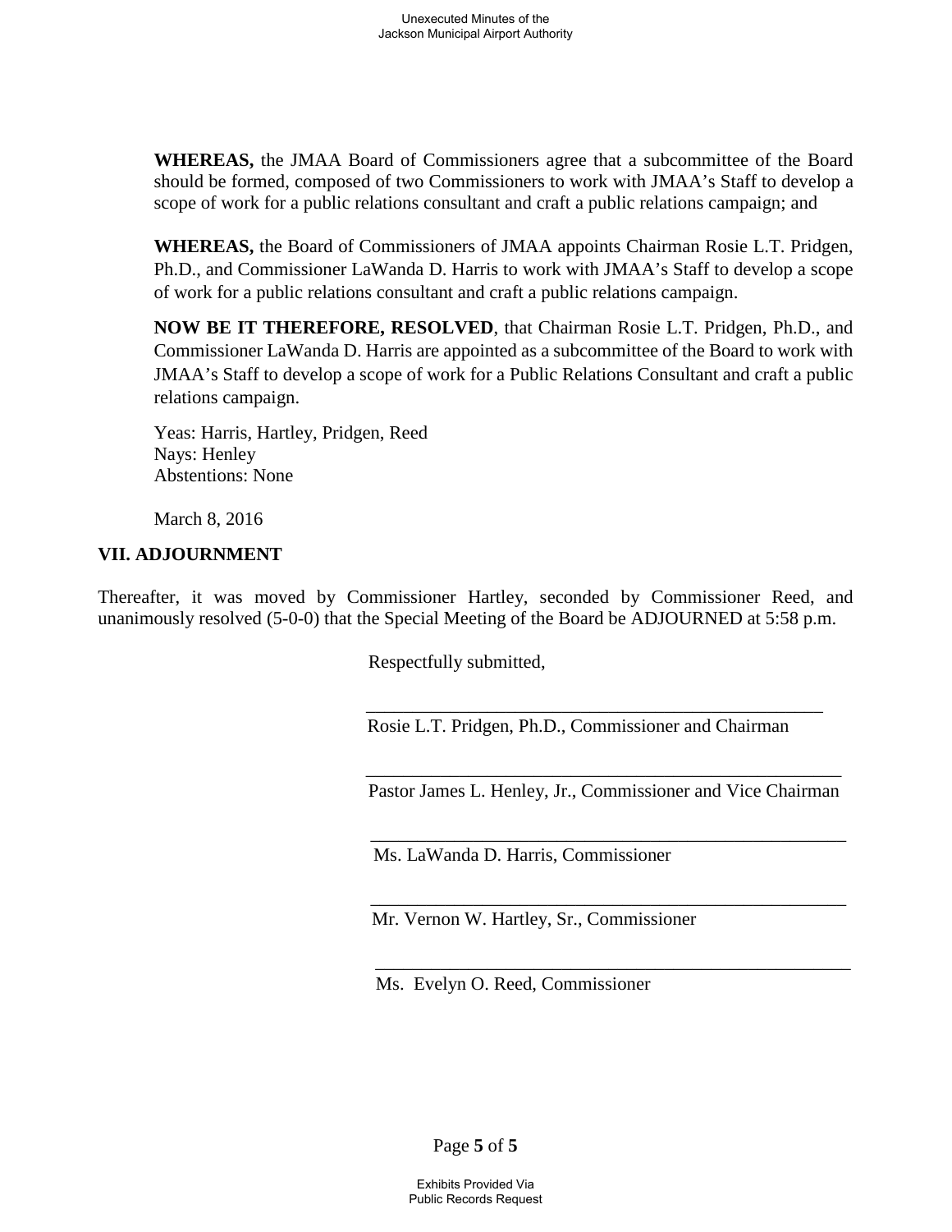**WHEREAS,** the JMAA Board of Commissioners agree that a subcommittee of the Board should be formed, composed of two Commissioners to work with JMAA's Staff to develop a scope of work for a public relations consultant and craft a public relations campaign; and

**WHEREAS,** the Board of Commissioners of JMAA appoints Chairman Rosie L.T. Pridgen, Ph.D., and Commissioner LaWanda D. Harris to work with JMAA's Staff to develop a scope of work for a public relations consultant and craft a public relations campaign.

**NOW BE IT THEREFORE, RESOLVED**, that Chairman Rosie L.T. Pridgen, Ph.D., and Commissioner LaWanda D. Harris are appointed as a subcommittee of the Board to work with JMAA's Staff to develop a scope of work for a Public Relations Consultant and craft a public relations campaign.

Yeas: Harris, Hartley, Pridgen, Reed
Nays: Henley
Abstentions: None

March 8, 2016

## VII. ADJOURNMENT

Thereafter, it was moved by Commissioner Hartley, seconded by Commissioner Reed, and unanimously resolved (5-0-0) that the Special Meeting of the Board be ADJOURNED at 5:58 p.m.

Respectfully submitted,

_______________________________________________
Rosie L.T. Pridgen, Ph.D., Commissioner and Chairman

_______________________________________________
Pastor James L. Henley, Jr., Commissioner and Vice Chairman

_______________________________________________
Ms. LaWanda D. Harris, Commissioner

_______________________________________________
Mr. Vernon W. Hartley, Sr., Commissioner

_______________________________________________
Ms. Evelyn O. Reed, Commissioner